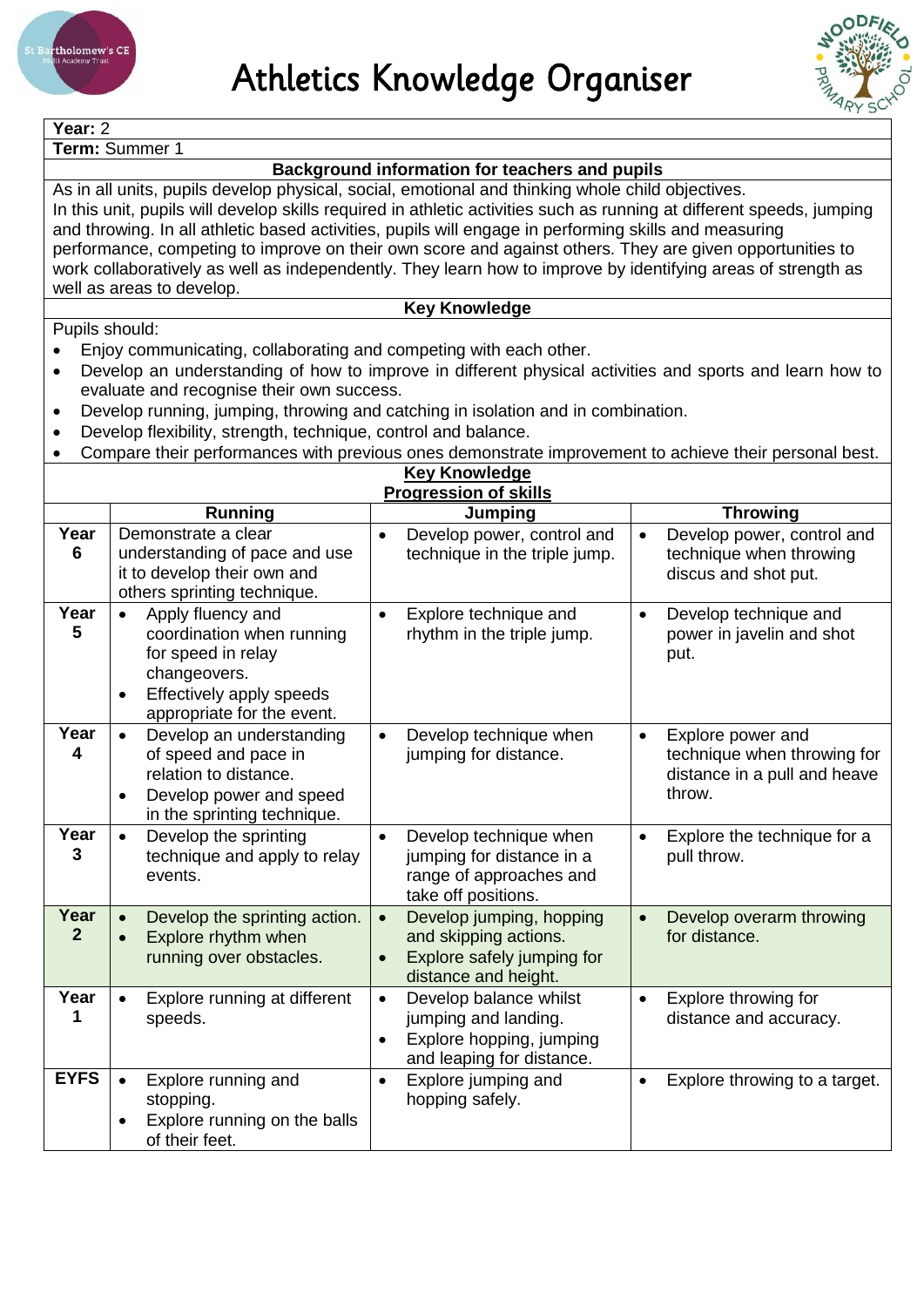# Athletics Knowledge Organiser

**Year:** 2

**Term:** Summer 1

**Background information for teachers and pupils**

As in all units, pupils develop physical, social, emotional and thinking whole child objectives.
In this unit, pupils will develop skills required in athletic activities such as running at different speeds, jumping and throwing. In all athletic based activities, pupils will engage in performing skills and measuring performance, competing to improve on their own score and against others. They are given opportunities to work collaboratively as well as independently. They learn how to improve by identifying areas of strength as well as areas to develop.

**Key Knowledge**

Pupils should:

- Enjoy communicating, collaborating and competing with each other.
- Develop an understanding of how to improve in different physical activities and sports and learn how to evaluate and recognise their own success.
- Develop running, jumping, throwing and catching in isolation and in combination.
- Develop flexibility, strength, technique, control and balance.
- Compare their performances with previous ones demonstrate improvement to achieve their personal best.

**Key Knowledge**

**Progression of skills**

| | Running | Jumping | Throwing |
|---|---|---|---|
| **Year 6** | Demonstrate a clear understanding of pace and use it to develop their own and others sprinting technique. | • Develop power, control and technique in the triple jump. | • Develop power, control and technique when throwing discus and shot put. |
| **Year 5** | • Apply fluency and coordination when running for speed in relay changeovers.<br>• Effectively apply speeds appropriate for the event. | • Explore technique and rhythm in the triple jump. | • Develop technique and power in javelin and shot put. |
| **Year 4** | • Develop an understanding of speed and pace in relation to distance.<br>• Develop power and speed in the sprinting technique. | • Develop technique when jumping for distance. | • Explore power and technique when throwing for distance in a pull and heave throw. |
| **Year 3** | • Develop the sprinting technique and apply to relay events. | • Develop technique when jumping for distance in a range of approaches and take off positions. | • Explore the technique for a pull throw. |
| **Year 2** | • Develop the sprinting action.<br>• Explore rhythm when running over obstacles. | • Develop jumping, hopping and skipping actions.<br>• Explore safely jumping for distance and height. | • Develop overarm throwing for distance. |
| **Year 1** | • Explore running at different speeds. | • Develop balance whilst jumping and landing.<br>• Explore hopping, jumping and leaping for distance. | • Explore throwing for distance and accuracy. |
| **EYFS** | • Explore running and stopping.<br>• Explore running on the balls of their feet. | • Explore jumping and hopping safely. | • Explore throwing to a target. |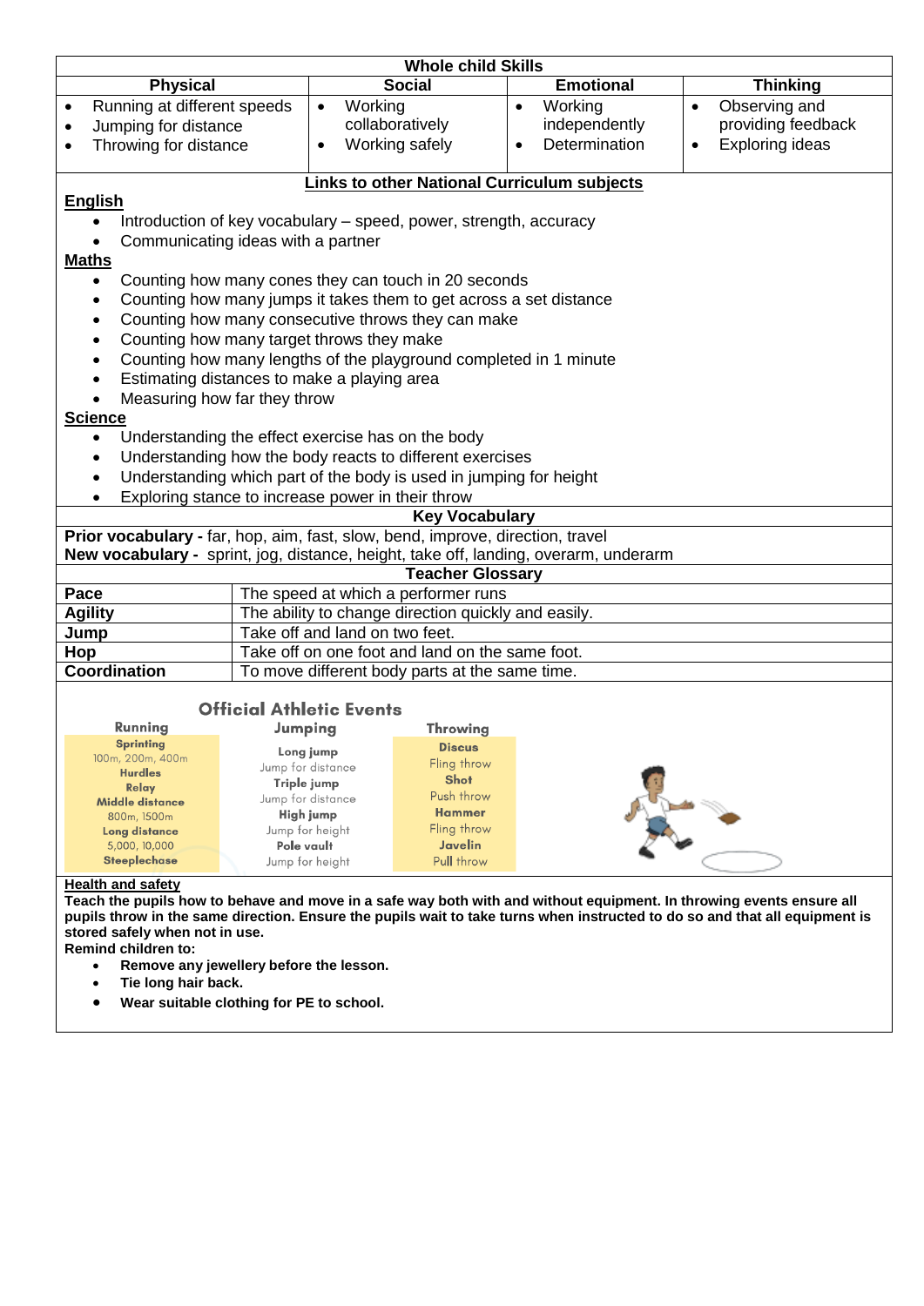## Whole child Skills

| Physical | Social | Emotional | Thinking |
|---|---|---|---|
| • Running at different speeds<br>• Jumping for distance<br>• Throwing for distance | • Working collaboratively<br>• Working safely | • Working independently<br>• Determination | • Observing and providing feedback<br>• Exploring ideas |

## Links to other National Curriculum subjects

**English**

- Introduction of key vocabulary – speed, power, strength, accuracy
- Communicating ideas with a partner

**Maths**

- Counting how many cones they can touch in 20 seconds
- Counting how many jumps it takes them to get across a set distance
- Counting how many consecutive throws they can make
- Counting how many target throws they make
- Counting how many lengths of the playground completed in 1 minute
- Estimating distances to make a playing area
- Measuring how far they throw

**Science**

- Understanding the effect exercise has on the body
- Understanding how the body reacts to different exercises
- Understanding which part of the body is used in jumping for height
- Exploring stance to increase power in their throw

## Key Vocabulary

**Prior vocabulary -** far, hop, aim, fast, slow, bend, improve, direction, travel
**New vocabulary -** sprint, jog, distance, height, take off, landing, overarm, underarm

## Teacher Glossary

| Term | Definition |
|---|---|
| **Pace** | The speed at which a performer runs |
| **Agility** | The ability to change direction quickly and easily. |
| **Jump** | Take off and land on two feet. |
| **Hop** | Take off on one foot and land on the same foot. |
| **Coordination** | To move different body parts at the same time. |

### Official Athletic Events

| Running | Jumping | Throwing |
|---|---|---|
| **Sprinting**<br>100m, 200m, 400m | **Long jump**<br>Jump for distance | **Discus**<br>Fling throw |
| **Hurdles** | **Triple jump**<br>Jump for distance | **Shot**<br>Push throw |
| **Relay** | **High jump**<br>Jump for height | **Hammer**<br>Fling throw |
| **Middle distance**<br>800m, 1500m | **Pole vault**<br>Jump for height | **Javelin**<br>Pull throw |
| **Long distance**<br>5,000, 10,000 | | |
| **Steeplechase** | | |

**Health and safety**

**Teach the pupils how to behave and move in a safe way both with and without equipment. In throwing events ensure all pupils throw in the same direction. Ensure the pupils wait to take turns when instructed to do so and that all equipment is stored safely when not in use.**

**Remind children to:**

- **Remove any jewellery before the lesson.**
- **Tie long hair back.**
- **Wear suitable clothing for PE to school.**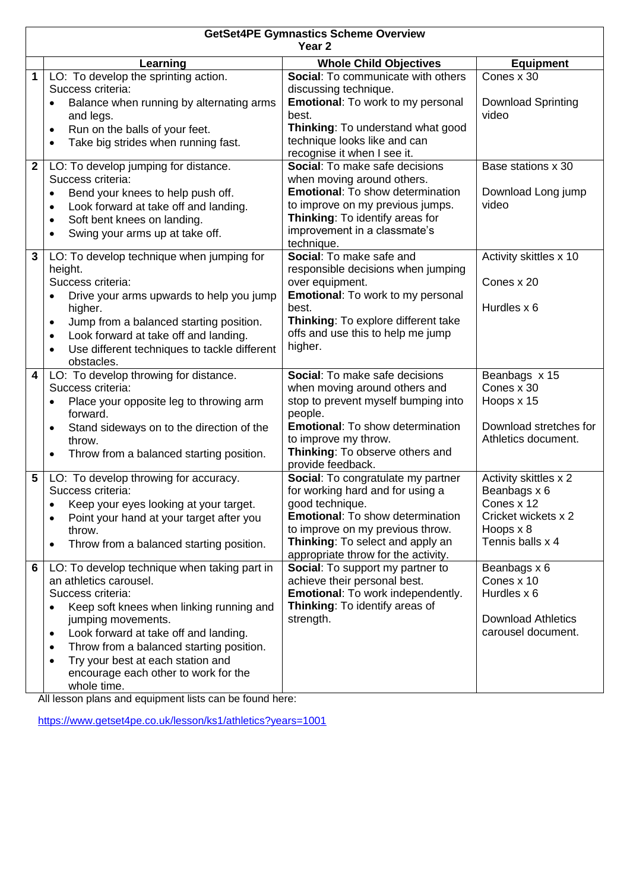| GetSet4PE Gymnastics Scheme Overview<br>Year 2 | | | |
|---|---|---|---|
| | **Learning** | **Whole Child Objectives** | **Equipment** |
| **1** | LO: To develop the sprinting action.<br>Success criteria:<br>• Balance when running by alternating arms and legs.<br>• Run on the balls of your feet.<br>• Take big strides when running fast. | **Social**: To communicate with others discussing technique.<br>**Emotional**: To work to my personal best.<br>**Thinking**: To understand what good technique looks like and can recognise it when I see it. | Cones x 30<br><br>Download Sprinting video |
| **2** | LO: To develop jumping for distance.<br>Success criteria:<br>• Bend your knees to help push off.<br>• Look forward at take off and landing.<br>• Soft bent knees on landing.<br>• Swing your arms up at take off. | **Social**: To make safe decisions when moving around others.<br>**Emotional**: To show determination to improve on my previous jumps.<br>**Thinking**: To identify areas for improvement in a classmate's technique. | Base stations x 30<br><br>Download Long jump video |
| **3** | LO: To develop technique when jumping for height.<br>Success criteria:<br>• Drive your arms upwards to help you jump higher.<br>• Jump from a balanced starting position.<br>• Look forward at take off and landing.<br>• Use different techniques to tackle different obstacles. | **Social**: To make safe and responsible decisions when jumping over equipment.<br>**Emotional**: To work to my personal best.<br>**Thinking**: To explore different take offs and use this to help me jump higher. | Activity skittles x 10<br><br>Cones x 20<br><br>Hurdles x 6 |
| **4** | LO: To develop throwing for distance.<br>Success criteria:<br>• Place your opposite leg to throwing arm forward.<br>• Stand sideways on to the direction of the throw.<br>• Throw from a balanced starting position. | **Social**: To make safe decisions when moving around others and stop to prevent myself bumping into people.<br>**Emotional**: To show determination to improve my throw.<br>**Thinking**: To observe others and provide feedback. | Beanbags x 15<br>Cones x 30<br>Hoops x 15<br><br>Download stretches for Athletics document. |
| **5** | LO: To develop throwing for accuracy.<br>Success criteria:<br>• Keep your eyes looking at your target.<br>• Point your hand at your target after you throw.<br>• Throw from a balanced starting position. | **Social**: To congratulate my partner for working hard and for using a good technique.<br>**Emotional**: To show determination to improve on my previous throw.<br>**Thinking**: To select and apply an appropriate throw for the activity. | Activity skittles x 2<br>Beanbags x 6<br>Cones x 12<br>Cricket wickets x 2<br>Hoops x 8<br>Tennis balls x 4 |
| **6** | LO: To develop technique when taking part in an athletics carousel.<br>Success criteria:<br>• Keep soft knees when linking running and jumping movements.<br>• Look forward at take off and landing.<br>• Throw from a balanced starting position.<br>• Try your best at each station and encourage each other to work for the whole time. | **Social**: To support my partner to achieve their personal best.<br>**Emotional**: To work independently.<br>**Thinking**: To identify areas of strength. | Beanbags x 6<br>Cones x 10<br>Hurdles x 6<br><br>Download Athletics carousel document. |

All lesson plans and equipment lists can be found here:

https://www.getset4pe.co.uk/lesson/ks1/athletics?years=1001